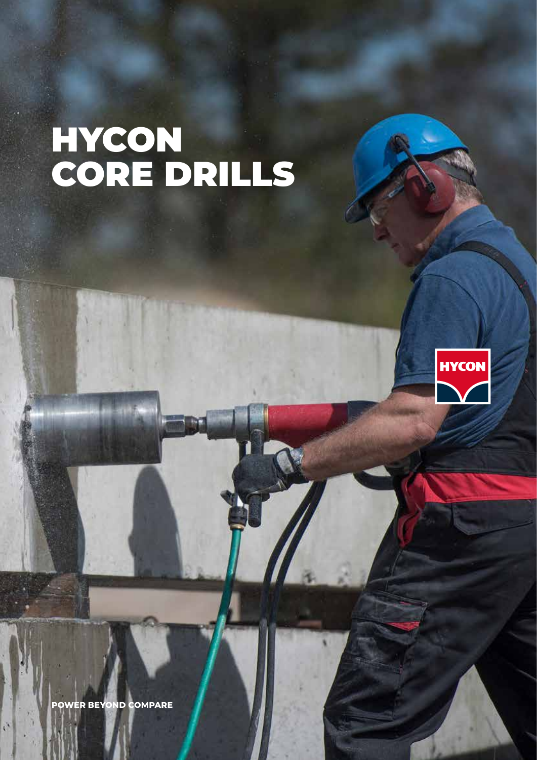# HYCON CORE DRILLS

HYCON

POWER BEYOND COMPARE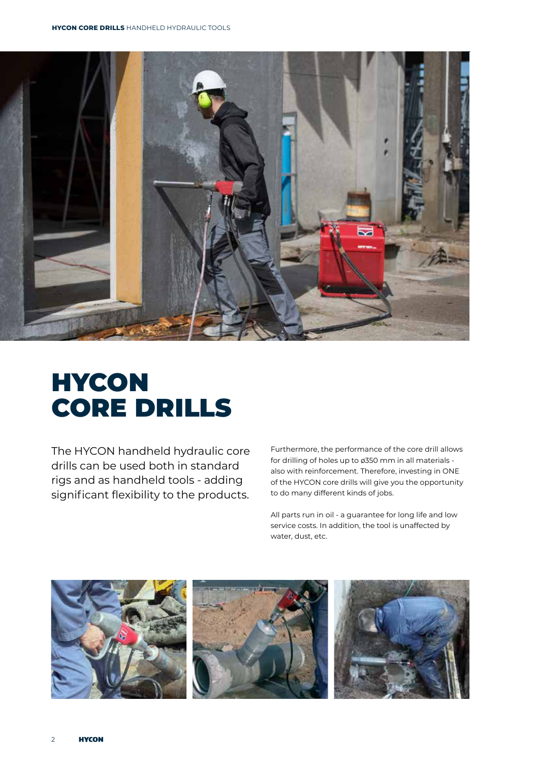# HYCON CORE DRILLS

The HYCON handheld hydraulic core drills can be used both in standard rigs and as handheld tools - adding significant flexibility to the products.

Furthermore, the performance of the core drill allows for drilling of holes up to ø350 mm in all materials - also with reinforcement. Therefore, investing in ONE of the HYCON core drills will give you the opportunity to do many different kinds of jobs.

All parts run in oil - a guarantee for long life and low service costs. In addition, the tool is unaffected by water, dust, etc.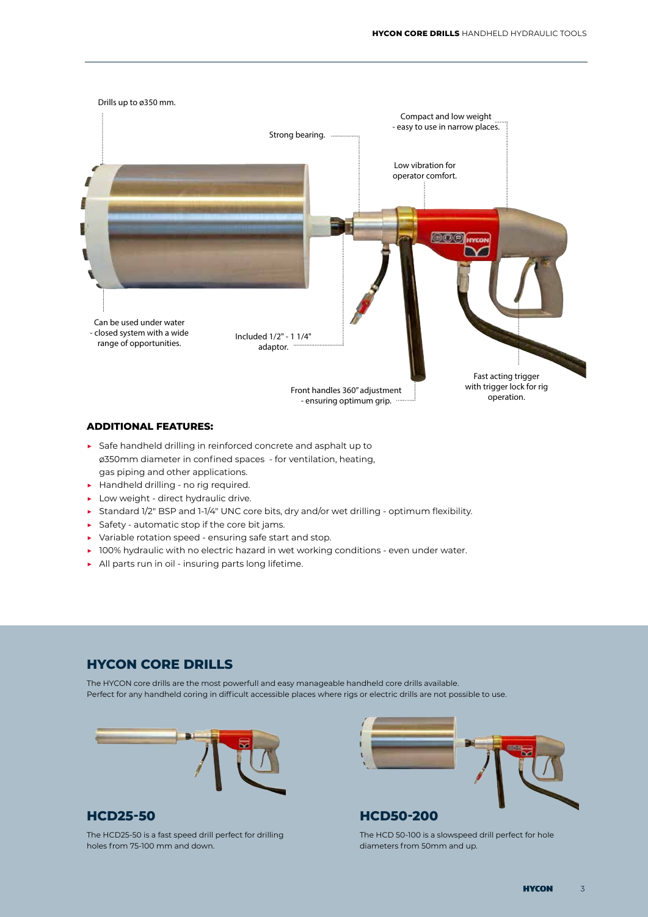Drills up to ø350 mm.

Compact and low weight - easy to use in narrow places.

Strong bearing.

Low vibration for operator comfort.

Can be used under water - closed system with a wide range of opportunities.

Included 1/2" - 1 1/4" adaptor.

Front handles 360" adjustment - ensuring optimum grip.

Fast acting trigger with trigger lock for rig operation.

### ADDITIONAL FEATURES:

- Safe handheld drilling in reinforced concrete and asphalt up to ø350mm diameter in confined spaces - for ventilation, heating, gas piping and other applications.
- Handheld drilling - no rig required.
- Low weight - direct hydraulic drive.
- Standard 1/2" BSP and 1-1/4" UNC core bits, dry and/or wet drilling - optimum flexibility.
- Safety - automatic stop if the core bit jams.
- Variable rotation speed - ensuring safe start and stop.
- 100% hydraulic with no electric hazard in wet working conditions - even under water.
- All parts run in oil - insuring parts long lifetime.

## HYCON CORE DRILLS

The HYCON core drills are the most powerfull and easy manageable handheld core drills available.
Perfect for any handheld coring in difficult accessible places where rigs or electric drills are not possible to use.

### HCD25-50

The HCD25-50 is a fast speed drill perfect for drilling holes from 75-100 mm and down.

### HCD50-200

The HCD 50-100 is a slowspeed drill perfect for hole diameters from 50mm and up.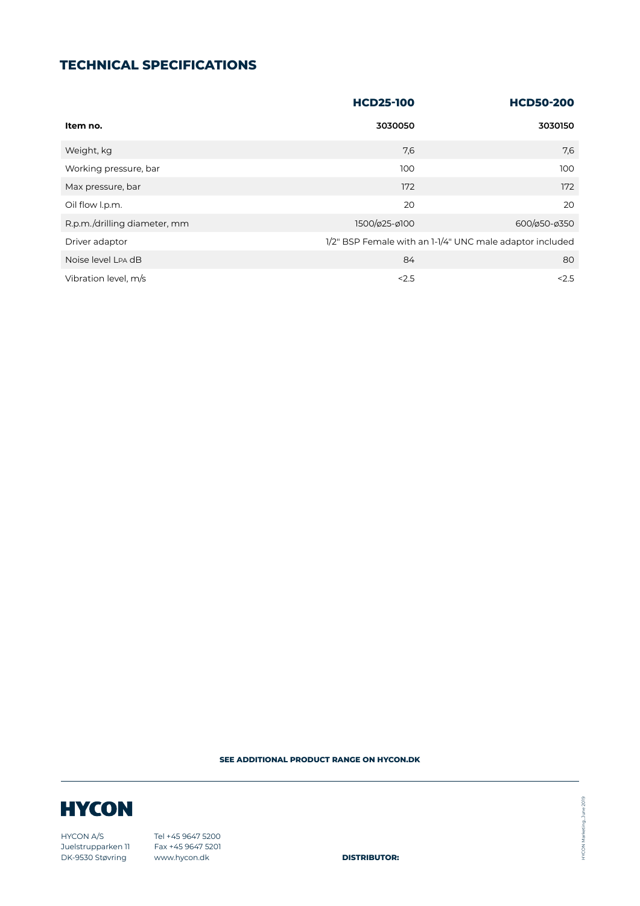## TECHNICAL SPECIFICATIONS

| | HCD25-100 | HCD50-200 |
|---|---|---|
| **Item no.** | **3030050** | **3030150** |
| Weight, kg | 7,6 | 7,6 |
| Working pressure, bar | 100 | 100 |
| Max pressure, bar | 172 | 172 |
| Oil flow l.p.m. | 20 | 20 |
| R.p.m./drilling diameter, mm | 1500/ø25-ø100 | 600/ø50-ø350 |
| Driver adaptor | 1/2" BSP Female with an 1-1/4" UNC male adaptor included | |
| Noise level $L_{PA}$ dB | 84 | 80 |
| Vibration level, m/s | <2.5 | <2.5 |

**SEE ADDITIONAL PRODUCT RANGE ON HYCON.DK**

HYCON

HYCON A/S
Juelstrupparken 11
DK-9530 Støvring

Tel +45 9647 5200
Fax +45 9647 5201
www.hycon.dk

**DISTRIBUTOR:**

HYCON Marketing_June 2019